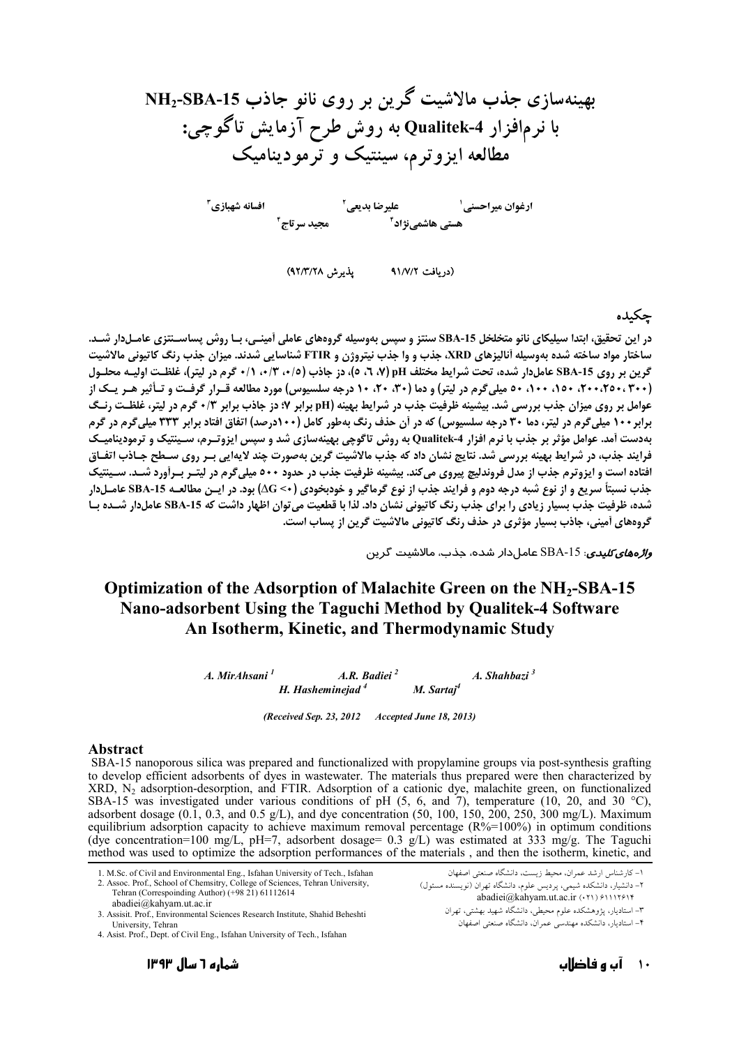# بهینه‌سازی جذب مالاشیت گرین بر روی نانو جاذب $NH_2$-SBA-15 با نرم‌افزار Qualitek-4 به روش طرح آزمایش تاگوچی: مطالعه ایزوترم، سینتیک و ترمودینامیک

ارغوان میراحسنی[1] علیرضا بدیعی[2] افسانه شهبازی[3]
هستی هاشمی‌نژاد[4] مجید سرتاج[4]

(دریافت ۹۱/۷/۲ پذیرش ۹۲/۳/۲۸)

## چکیده

در این تحقیق، ابتدا سیلیکای نانو متخلخل SBA-15 سنتز و سپس به‌وسیله گروه‌های عاملی آمینی، با روش پساسنتزی عامل‌دار شد. ساختار مواد ساخته شده به‌وسیله آنالیزهای XRD، جذب و واجذب نیتروژن و FTIR شناسایی شدند. میزان جذب رنگ کاتیونی مالاشیت گرین بر روی SBA-15 عامل‌دار شده، تحت شرایط مختلف pH (۷، ٦، ۵)، دز جاذب (۰/۵، ۰/۳، ۰/۱ گرم در لیتر)، غلظت اولیه محلول (۳۰۰، ۲۵۰، ۲۰۰، ۱۵۰، ۱۰۰، ۵۰ میلی‌گرم در لیتر) و دما (۳۰، ۲۰، ۱۰ درجه سلسیوس) مورد مطالعه قرار گرفت و تأثیر هر یک از عوامل بر روی میزان جذب بررسی شد. بیشینه ظرفیت جذب در شرایط بهینه (pH برابر ۷؛ دز جاذب برابر ۰/۳ گرم در لیتر، غلظت رنگ برابر ۱۰۰ میلی‌گرم در لیتر، دما ۳۰ درجه سلسیوس) که در آن حذف رنگ به‌طور کامل (۱۰۰درصد) اتفاق افتاد برابر ۳۳۳ میلی‌گرم در گرم به‌دست آمد. عوامل مؤثر بر جذب با نرم افزار Qualitek-4 به روش تاگوچی بهینه‌سازی شد و سپس ایزوترم، سینتیک و ترمودینامیک فرایند جذب، در شرایط بهینه بررسی شد. نتایج نشان داد که جذب مالاشیت گرین به‌صورت چند لایه‌ایی بر روی سطح جاذب اتفاق افتاده است و ایزوترم جذب از مدل فروندلیچ پیروی می‌کند. بیشینه ظرفیت جذب در حدود ۵۰۰ میلی‌گرم در لیتر برآورد شد. سینتیک جذب نسبتاً سریع و از نوع شبه درجه دوم و فرایند جذب از نوع گرماگیر و خودبخودی ($\Delta G < 0$) بود. در این مطالعه SBA-15 عامل‌دار شده، ظرفیت جذب بسیار زیادی را برای جذب رنگ کاتیونی نشان داد. لذا با قطعیت می‌توان اظهار داشت که SBA-15 عامل‌دار شده با گروه‌های آمینی، جاذب بسیار مؤثری در حذف رنگ کاتیونی مالاشیت گرین از پساب است.

***واژه‌های کلیدی:*** SBA-15 عامل‌دار شده، جذب، مالاشیت گرین

# Optimization of the Adsorption of Malachite Green on the $NH_2$-SBA-15 Nano-adsorbent Using the Taguchi Method by Qualitek-4 Software An Isotherm, Kinetic, and Thermodynamic Study

*A. MirAhsani [1]* *A.R. Badiei [2]* *A. Shahbazi [3]*
*H. Hasheminejad [4]* *M. Sartaj[4]*

*(Received Sep. 23, 2012 Accepted June 18, 2013)*

## Abstract

SBA-15 nanoporous silica was prepared and functionalized with propylamine groups via post-synthesis grafting to develop efficient adsorbents of dyes in wastewater. The materials thus prepared were then characterized by XRD, $N_2$ adsorption-desorption, and FTIR. Adsorption of a cationic dye, malachite green, on functionalized SBA-15 was investigated under various conditions of pH (5, 6, and 7), temperature (10, 20, and 30 °C), adsorbent dosage (0.1, 0.3, and 0.5 g/L), and dye concentration (50, 100, 150, 200, 250, 300 mg/L). Maximum equilibrium adsorption capacity to achieve maximum removal percentage (R%=100%) in optimum conditions (dye concentration=100 mg/L, pH=7, adsorbent dosage= 0.3 g/L) was estimated at 333 mg/g. The Taguchi method was used to optimize the adsorption performances of the materials , and then the isotherm, kinetic, and

---

1. M.Sc. of Civil and Environmental Eng., Isfahan University of Tech., Isfahan
2. Assoc. Prof., School of Chemsitry, College of Sciences, Tehran University, Tehran (Correspoinding Author) (+98 21) 61112614 abadiei@kahyam.ut.ac.ir
3. Assisit. Prof., Environmental Sciences Research Institute, Shahid Beheshti University, Tehran
4. Asist. Prof., Dept. of Civil Eng., Isfahan University of Tech., Isfahan

۱- کارشناس ارشد عمران، محیط زیست، دانشگاه صنعتی اصفهان
۲- دانشیار، دانشکده شیمی، پردیس علوم، دانشگاه تهران (نویسنده مسئول) abadiei@kahyam.ut.ac.ir (۰۲۱) ۶۱۱۱۲۶۱۴
۳- استادیار، پژوهشکده علوم محیطی، دانشگاه شهید بهشتی، تهران
۴- استادیار، دانشکده مهندسی عمران، دانشگاه صنعتی اصفهان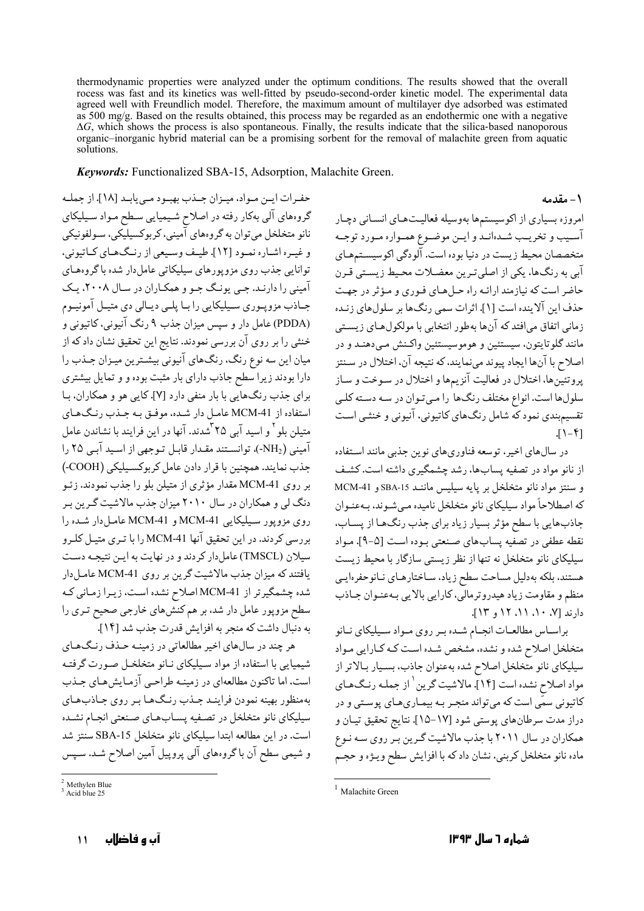thermodynamic properties were analyzed under the optimum conditions. The results showed that the overall rocess was fast and its kinetics was well-fitted by pseudo-second-order kinetic model. The experimental data agreed well with Freundlich model. Therefore, the maximum amount of multilayer dye adsorbed was estimated as 500 mg/g. Based on the results obtained, this process may be regarded as an endothermic one with a negative $\Delta G$, which shows the process is also spontaneous. Finally, the results indicate that the silica-based nanoporous organic–inorganic hybrid material can be a promising sorbent for the removal of malachite green from aquatic solutions.

***Keywords:*** Functionalized SBA-15, Adsorption, Malachite Green.

## ۱- مقدمه

امروزه بسیاری از اکوسیستم‌ها به‌وسیله فعالیت‌های انسانی دچار آسیب و تخریب شده‌اند و این موضوع همواره مورد توجه متخصصان محیط زیست در دنیا بوده است. آلودگی اکوسیستم‌های آبی به رنگ‌ها، یکی از اصلی‌ترین معضلات محیط زیستی قرن حاضر است که نیازمند ارائه راه حل‌های فوری و مؤثر در جهت حذف این آلاینده است [۱]. اثرات سمی رنگ‌ها بر سلول‌های زنده زمانی اتفاق می‌افتد که آن‌ها به‌طور انتخابی با مولکول‌های زیستی مانند گلوتایتون، سیستئین و هوموسیستئین واکنش می‌دهند و در اصلاح با آن‌ها ایجاد پیوند می‌نمایند، که نتیجه آن، اختلال در سنتز پروتئین‌ها، اختلال در فعالیت آنزیم‌ها و اختلال در سوخت و ساز سلول‌ها است. انواع مختلف رنگ‌ها را می‌توان در سه دسته کلی تقسیم‌بندی نمود که شامل رنگ‌های کاتیونی، آنیونی و خنثی است [۱-۴].

در سال‌های اخیر، توسعه فناوری‌های نوین جذبی مانند استفاده از نانو مواد در تصفیه پساب‌ها، رشد چشمگیری داشته است. کشف و سنتز مواد نانو متخلخل بر پایه سیلیس مانند SBA-15 و MCM-41 که اصطلاحاً مواد سیلیکای نانو متخلخل نامیده می‌شوند، به‌عنوان جاذب‌هایی با سطح مؤثر بسیار زیاد برای جذب رنگ‌ها از پساب، نقطه عطفی در تصفیه پساب‌های صنعتی بوده است [۵-۹]. مواد سیلیکای نانو متخلخل نه تنها از نظر زیستی سازگار با محیط زیست هستند، بلکه به‌دلیل مساحت سطح زیاد، ساختارهای نانوحفره‌ایی منظم و مقاومت زیاد هیدروترمالی، کارایی بالایی به‌عنوان جاذب دارند [۷، ۱۰، ۱۱، ۱۲ و ۱۳].

براساس مطالعات انجام شده بر روی مواد سیلیکای نانو متخلخل اصلاح شده و نشده، مشخص شده است که کارایی مواد سیلیکای نانو متخلخل اصلاح شده به‌عنوان جاذب، بسیار بالاتر از مواد اصلاح نشده است [۱۴]. مالاشیت گرین[1] از جمله رنگ‌های کاتیونی سمّی است که می‌تواند منجر به بیماری‌های پوستی و در دراز مدت سرطان‌های پوستی شود [۱۵-۱۷]. نتایج تحقیق تیان و همکاران در سال ۲۰۱۱ با جذب مالاشیت گرین بر روی سه نوع ماده نانو متخلخل کربنی، نشان داد که با افزایش سطح ویژه و حجم حفرات این مواد، میزان جذب بهبود می‌یابد [۱۸]. از جمله گروه‌های آلی به‌کار رفته در اصلاح شیمیایی سطح مواد سیلیکای نانو متخلخل می‌توان به گروه‌های آمینی، کربوکسیلیکی، سولفونیکی و غیره اشاره نمود [۱۲]. طیف وسیعی از رنگ‌های کاتیونی، توانایی جذب روی مزوپورهای سیلیکاتی عامل‌دار شده با گروه‌های آمینی را دارند. جی یونگ جو و همکاران در سال ۲۰۰۸، یک جاذب مزوپوری سیلیکایی را با پلی دیالی دی متیل آمونیوم (PDDA) عامل دار و سپس میزان جذب ۹ رنگ آنیونی، کاتیونی و خنثی را بر روی آن بررسی نمودند. نتایج این تحقیق نشان داد که از میان این سه نوع رنگ، رنگ‌های آنیونی بیشترین میزان جذب را دارا بودند زیرا سطح جاذب دارای بار مثبت بوده و تمایل بیشتری برای جذب رنگ‌هایی با بار منفی دارد [۷]. کایی هو و همکاران، با استفاده از MCM-41 عامل دار شده، موفق به جذب رنگ‌های متیلن بلو[2] و اسید آبی ۲۵[3] شدند. آنها در این فرایند با نشاندن عامل آمینی ($-NH_2$)، توانستند مقدار قابل توجهی از اسید آبی ۲۵ را جذب نمایند. همچنین با قرار دادن عامل کربوکسیلیکی ($-COOH$) بر روی MCM-41 مقدار مؤثری از متیلن بلو را جذب نمودند. زئو دنگ لی و همکاران در سال ۲۰۱۰ میزان جذب مالاشیت گرین بر روی مزوپور سیلیکایی MCM-41 و MCM-41 عامل‌دار شده را بررسی کردند. در این تحقیق آنها MCM-41 را با تری متیل کلرو سیلان (TMSCL) عامل‌دار کردند و در نهایت به این نتیجه دست یافتند که میزان جذب مالاشیت گرین بر روی MCM-41 عامل‌دار شده چشمگیرتر از MCM-41 اصلاح نشده است، زیرا زمانی که سطح مزوپور عامل دار شد، بر هم کنش‌های خارجی صحیح تری را به دنبال داشت که منجر به افزایش قدرت جذب شد [۱۴].

هر چند در سال‌های اخیر مطالعاتی در زمینه حذف رنگ‌های شیمیایی با استفاده از مواد سیلیکای نانو متخلخل صورت گرفته است، اما تاکنون مطالعه‌ای در زمینه طراحی آزمایش‌های جذب به‌منظور بهینه نمودن فرایند جذب رنگ‌ها بر روی جاذب‌های سیلیکای نانو متخلخل در تصفیه پساب‌های صنعتی انجام نشده است. در این مطالعه ابتدا سیلیکای نانو متخلخل SBA-15 سنتز شد و شیمی سطح آن با گروه‌های آلی پروپیل آمین اصلاح شد. سپس

---

[1] Malachite Green

[2] Methylen Blue

[3] Acid blue 25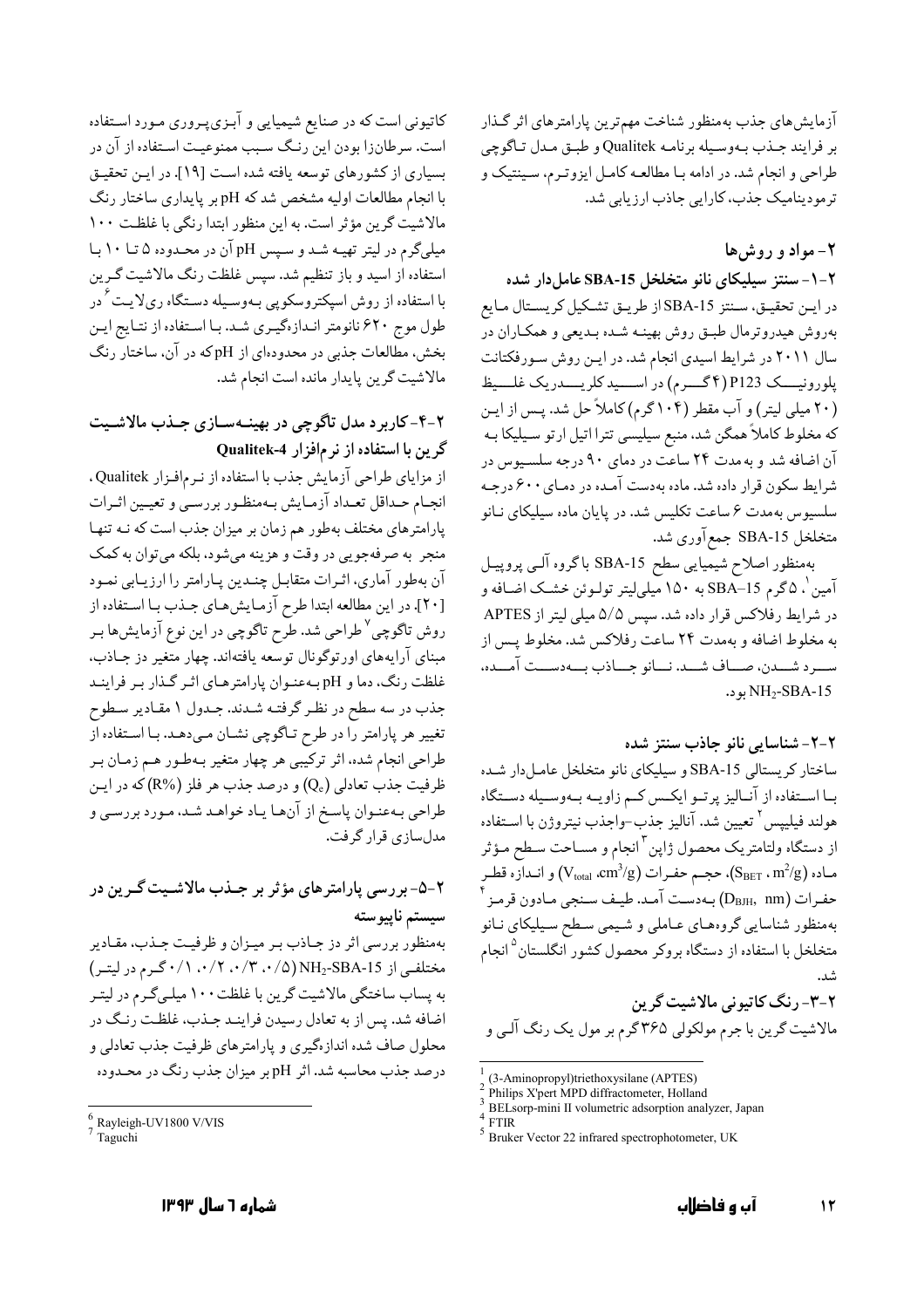آزمایش‌های جذب به‌منظور شناخت مهم‌ترین پارامترهای اثر گذار بر فرایند جذب به‌وسیله برنامه Qualitek و طبق مدل تاگوچی طراحی و انجام شد. در ادامه با مطالعه کامل ایزوترم، سینتیک و ترمودینامیک جذب، کارایی جاذب ارزیابی شد.

## ۲- مواد و روش‌ها

### ۲-۱- سنتز سیلیکای نانو متخلخل SBA-15 عامل‌دار شده

در این تحقیق، سنتز SBA-15 از طریق تشکیل کریستال مایع به‌روش هیدروترمال طبق روش بهینه شده بدیعی و همکاران در سال ۲۰۱۱ در شرایط اسیدی انجام شد. در این روش سورفکتانت پلورونیک P123 (۴ گرم) در اسید کلریدریک غلیظ (۲۰ میلی لیتر) و آب مقطر (۱۰۴ گرم) کاملاً حل شد. پس از این که مخلوط کاملاً همگن شد، منبع سیلیسی تترا اتیل ارتو سیلیکا به آن اضافه شد و به مدت ۲۴ ساعت در دمای ۹۰ درجه سلسیوس در شرایط سکون قرار داده شد. ماده به‌دست آمده در دمای ۶۰۰ درجه سلسیوس به‌مدت ۶ ساعت تکلیس شد. در پایان ماده سیلیکای نانو متخلخل SBA-15 جمع‌آوری شد.

به‌منظور اصلاح شیمیایی سطح SBA-15 با گروه آلی پروپیل آمین[1]، ۵ گرم SBA–15 به ۱۵۰ میلی‌لیتر تولوئن خشک اضافه و در شرایط رفلاکس قرار داده شد. سپس ۵/۵ میلی لیتر از APTES به مخلوط اضافه و به‌مدت ۲۴ ساعت رفلاکس شد. مخلوط پس از سرد شدن، صاف شد. نانو جاذب به‌دست آمده، $NH_2$-SBA-15 بود.

### ۲-۲- شناسایی نانو جاذب سنتز شده

ساختار کریستالی SBA-15 و سیلیکای نانو متخلخل عامل‌دار شده با استفاده از آنالیز پرتو ایکس کم زاویه به‌وسیله دستگاه هولند فیلیپس[2] تعیین شد. آنالیز جذب-واجذب نیتروژن با استفاده از دستگاه ولتامتریک محصول ژاپن[3] انجام و مساحت سطح مؤثر ماده ($S_{BET}$ ، $m^2/g$)، حجم حفرات ($V_{total}$ ،$cm^3/g$) و اندازه قطر حفرات ($D_{BJH}$, nm) به‌دست آمد. طیف سنجی مادون قرمز[4] به‌منظور شناسایی گروه‌های عاملی و شیمی سطح سیلیکای نانو متخلخل با استفاده از دستگاه بروکر محصول کشور انگلستان[5] انجام شد.

### ۲-۳- رنگ کاتیونی مالاشیت گرین

مالاشیت گرین با جرم مولکولی ۳۶۵ گرم بر مول یک رنگ آلی و کاتیونی است که در صنایع شیمیایی و آبزی‌پروری مورد استفاده است. سرطان‌زا بودن این رنگ سبب ممنوعیت استفاده از آن در بسیاری از کشورهای توسعه یافته شده است [۱۹]. در این تحقیق با انجام مطالعات اولیه مشخص شد که pH بر پایداری ساختار رنگ مالاشیت گرین مؤثر است. به این منظور ابتدا رنگی با غلظت ۱۰۰ میلی‌گرم در لیتر تهیه شد و سپس pH آن در محدوده ۵ تا ۱۰ با استفاده از اسید و باز تنظیم شد. سپس غلظت رنگ مالاشیت گرین با استفاده از روش اسپکتروسکوپی به‌وسیله دستگاه ری‌لایت[6] در طول موج ۶۲۰ نانومتر اندازه‌گیری شد. با استفاده از نتایج این بخش، مطالعات جذبی در محدوده‌ای از pH که در آن، ساختار رنگ مالاشیت گرین پایدار مانده است انجام شد.

### ۲-۴- کاربرد مدل تاگوچی در بهینه‌سازی جذب مالاشیت گرین با استفاده از نرم‌افزار Qualitek-4

از مزایای طراحی آزمایش جذب با استفاده از نرم‌افزار Qualitek، انجام حداقل تعداد آزمایش به‌منظور بررسی و تعیین اثرات پارامترهای مختلف به‌طور هم زمان بر میزان جذب است که نه تنها منجر به صرفه‌جویی در وقت و هزینه می‌شود، بلکه می‌توان به کمک آن به‌طور آماری، اثرات متقابل چندین پارامتر را ارزیابی نمود [۲۰]. در این مطالعه ابتدا طرح آزمایش‌های جذب با استفاده از روش تاگوچی[7] طراحی شد. طرح تاگوچی در این نوع آزمایش‌ها بر مبنای آرایه‌های اورتوگونال توسعه یافته‌اند. چهار متغیر دز جاذب، غلظت رنگ، دما و pH به‌عنوان پارامترهای اثر گذار بر فرایند جذب در سه سطح در نظر گرفته شدند. جدول ۱ مقادیر سطوح تغییر هر پارامتر را در طرح تاگوچی نشان می‌دهد. با استفاده از طراحی انجام شده، اثر ترکیبی هر چهار متغیر به‌طور هم زمان بر ظرفیت جذب تعادلی ($Q_e$) و درصد جذب هر فلز ($R\%$) که در این طراحی به‌عنوان پاسخ از آن‌ها یاد خواهد شد، مورد بررسی و مدل‌سازی قرار گرفت.

### ۲-۵- بررسی پارامترهای مؤثر بر جذب مالاشیت گرین در سیستم ناپیوسته

به‌منظور بررسی اثر دز جاذب بر میزان و ظرفیت جذب، مقادیر مختلفی از $NH_2$-SBA-15 (۰/۵، ۰/۳، ۰/۲، ۰/۱ گرم در لیتر) به پساب ساختگی مالاشیت گرین با غلظت ۱۰۰ میلی‌گرم در لیتر اضافه شد. پس از به تعادل رسیدن فرایند جذب، غلظت رنگ در محلول صاف شده اندازه‌گیری و پارامترهای ظرفیت جذب تعادلی و درصد جذب رنگ محاسبه شد. اثر pH بر میزان جذب رنگ در محدوده

---

[1] (3-Aminopropyl)triethoxysilane (APTES)
[2] Philips X'pert MPD diffractometer, Holland
[3] BELsorp-mini II volumetric adsorption analyzer, Japan
[4] FTIR
[5] Bruker Vector 22 infrared spectrophotometer, UK
[6] Rayleigh-UV1800 V/VIS
[7] Taguchi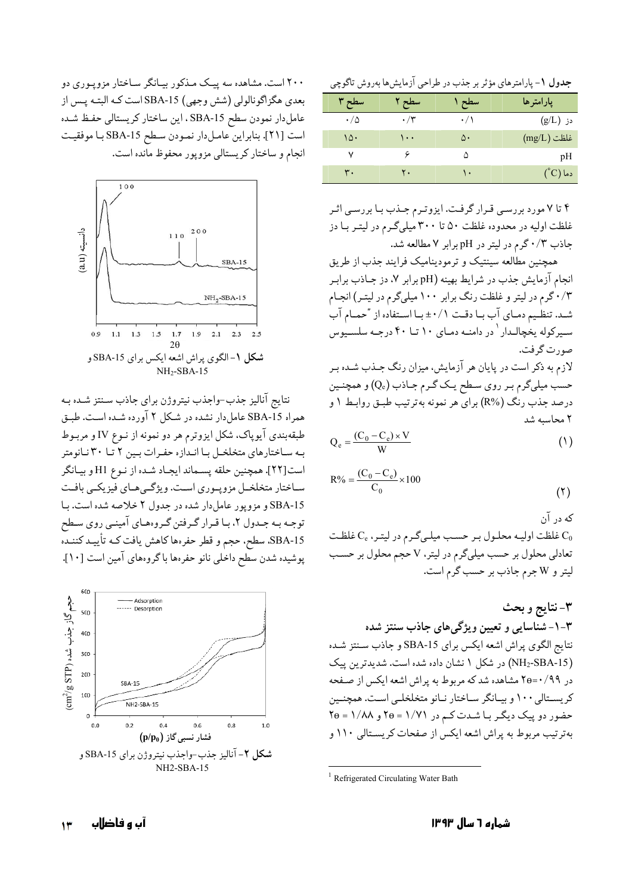**جدول ۱**- پارامترهای مؤثر بر جذب در طراحی آزمایش‌ها به‌روش تاگوچی

| پارامترها | سطح ۱ | سطح ۲ | سطح ۳ |
|---|---|---|---|
| دز (g/L) | ۰/۱ | ۰/۳ | ۰/۵ |
| غلظت (mg/L) | ۵۰ | ۱۰۰ | ۱۵۰ |
| pH | ۵ | ۶ | ۷ |
| دما (°C) | ۱۰ | ۲۰ | ۳۰ |

۴ تا ۷ مورد بررسی قرار گرفت. ایزوترم جذب با بررسی اثر غلظت اولیه در محدوده غلظت ۵۰ تا ۳۰۰ میلی‌گرم در لیتر با دز جاذب ۰/۳ گرم در لیتر در pH برابر ۷ مطالعه شد.

همچنین مطالعه سینتیک و ترمودینامیک فرایند جذب از طریق انجام آزمایش جذب در شرایط بهینه (pH برابر ۷، دز جاذب برابر ۰/۳ گرم در لیتر و غلظت رنگ برابر ۱۰۰ میلی‌گرم در لیتر) انجام شد. تنظیم دمای آب با دقت ۰/۱± با استفاده از "حمام آب سیرکوله یخچال‌دار"[1] در دامنه دمای ۱۰ تا ۴۰ درجه سلسیوس صورت گرفت.

لازم به ذکر است در پایان هر آزمایش، میزان رنگ جذب شده بر حسب میلی‌گرم بر روی سطح یک گرم جاذب ($Q_e$) و همچنین درصد جذب رنگ (R%) برای هر نمونه به‌ترتیب طبق روابط ۱ و ۲ محاسبه شد

$$Q_e = \frac{(C_0 - C_e) \times V}{W} \qquad (1)$$

$$R\% = \frac{(C_0 - C_e)}{C_0} \times 100 \qquad (2)$$

که در آن

$C_0$ غلظت اولیه محلول بر حسب میلی‌گرم در لیتر، $C_e$ غلظت تعادلی محلول بر حسب میلی‌گرم در لیتر، V حجم محلول بر حسب لیتر و W جرم جاذب بر حسب گرم است.

## ۳- نتایج و بحث

### ۳-۱- شناسایی و تعیین ویژگی‌های جاذب سنتز شده

نتایج الگوی پراش اشعه ایکس برای SBA-15 و جاذب سنتز شده ($NH_2$-SBA-15) در شکل ۱ نشان داده شده است. شدیدترین پیک در $2\theta$=۰/۹۹ مشاهده شد که مربوط به پراش اشعه ایکس از صفحه کریستالی ۱۰۰ و بیانگر ساختار نانو متخلخلی است. همچنین حضور دو پیک دیگر با شدت کم در $2\theta$ = ۱/۷۱ و $2\theta$ = ۱/۸۸ به‌ترتیب مربوط به پراش اشعه ایکس از صفحات کریستالی ۱۱۰ و ۲۰۰ است. مشاهده سه پیک مذکور بیانگر ساختار مزوپوری دو بعدی هگزاگونالولی (شش وجهی) SBA-15 است که البته پس از عامل‌دار نمودن سطح SBA-15، این ساختار کریستالی حفظ شده است [۲۱]. بنابراین عامل‌دار نمودن سطح SBA-15 با موفقیت انجام و ساختار کریستالی مزوپور محفوظ مانده است.

100
110
200
SBA-15
$NH_2$-SBA-15
شدت (a.u)
0.9 1.1 1.3 1.5 1.7 1.9 2.1 2.3 2.5
$2\theta$

**شکل ۱**- الگوی پراش اشعه ایکس برای SBA-15 و $NH_2$-SBA-15

نتایج آنالیز جذب-واجذب نیتروژن برای جاذب سنتز شده به همراه SBA-15 عامل‌دار نشده در شکل ۲ آورده شده است. طبق طبقه‌بندی آیوپاک، شکل ایزوترم هر دو نمونه از نوع IV و مربوط به ساختارهای متخلخل با اندازه حفرات بین ۲ تا ۳۰ نانومتر است[۲۲]. همچنین حلقه پسماند ایجاد شده از نوع H1 و بیانگر ساختار متخلخل مزوپوری است. ویژگی‌های فیزیکی بافت SBA-15 و مزوپور عامل‌دار شده در جدول ۲ خلاصه شده است. با توجه به جدول ۲، با قرار گرفتن گروه‌های آمینی روی سطح SBA-15، سطح، حجم و قطر حفره‌ها کاهش یافت که تأیید کننده پوشیده شدن سطح داخلی نانو حفره‌ها با گروه‌های آمین است [۱۰].

Adsorption
Desorption
SBA-15
NH2-SBA-15
حجم گاز جذب شده ($cm^3$/g STP)
0 100 200 300 400 500 600
0.0 0.2 0.4 0.6 0.8 1.0
فشار نسبی گاز ($p/p_0$)

**شکل ۲**- آنالیز جذب-واجذب نیتروژن برای SBA-15 و NH2-SBA-15

[1] Refrigerated Circulating Water Bath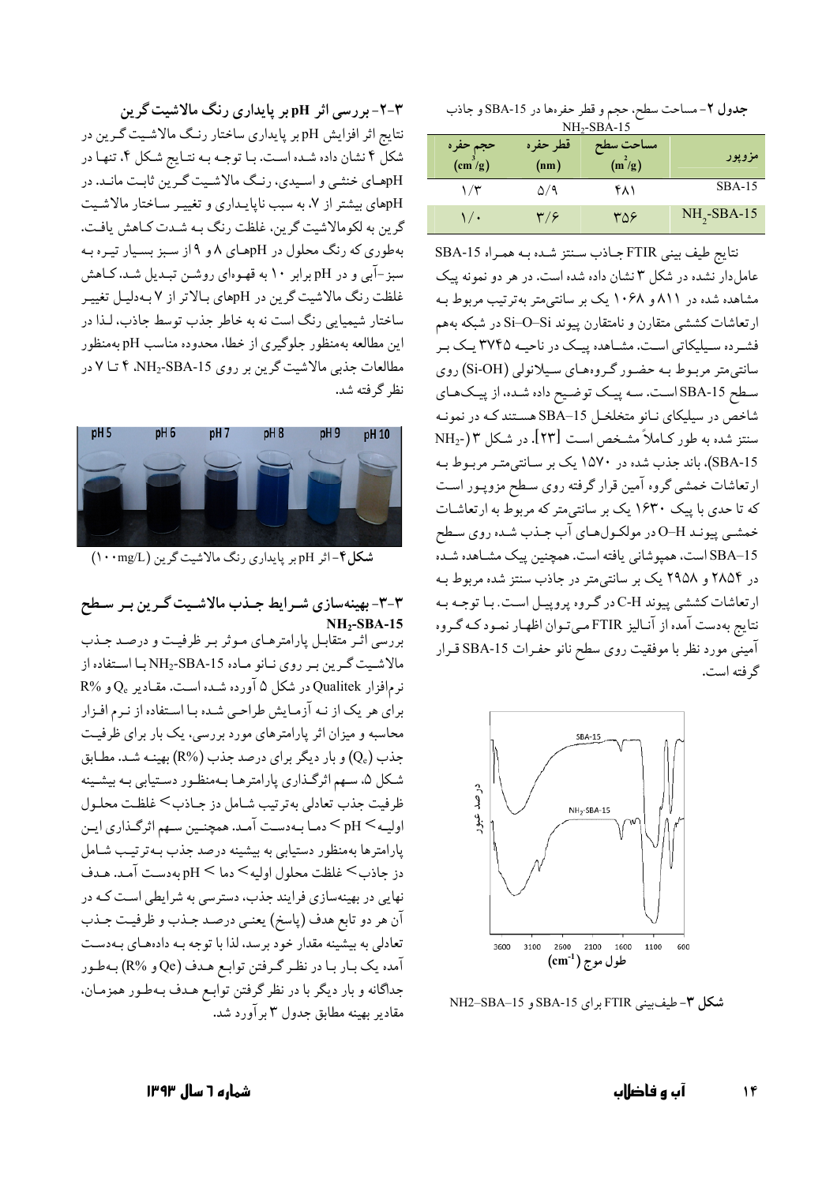**جدول ۲**- مساحت سطح، حجم و قطر حفره‌ها در SBA-15 و جاذب $NH_2$-SBA-15

| مزوپور | مساحت سطح $(m^2/g)$ | قطر حفره (nm) | حجم حفره $(cm^3/g)$ |
|---|---|---|---|
| SBA-15 | ۴۸۱ | ۵/۹ | ۱/۳ |
| $NH_2$-SBA-15 | ۳۵۶ | ۳/۶ | ۱/۰ |

نتایج طیف بینی FTIR جاذب سنتز شده به همراه SBA-15 عامل‌دار نشده در شکل ۳ نشان داده شده است. در هر دو نمونه پیک مشاهده شده در ۸۱۱ و ۱۰۶۸ یک بر سانتی‌متر به‌ترتیب مربوط به ارتعاشات کششی متقارن و نامتقارن پیوند Si–O–Si در شبکه به‌هم فشرده سیلیکاتی است. مشاهده پیک در ناحیه ۳۷۴۵ یک بر سانتی‌متر مربوط به حضور گروه‌های سیلانولی (Si-OH) روی سطح SBA-15 است. سه پیک توضیح داده شده، از پیک‌های شاخص در سیلیکای نانو متخلخل SBA–15 هستند که در نمونه سنتز شده به طور کاملاً مشخص است [۲۳]. در شکل ۳ ($NH_2$-SBA-15)، باند جذب شده در ۱۵۷۰ یک بر سانتی‌متر مربوط به ارتعاشات خمشی گروه آمین قرار گرفته روی سطح مزوپور است که تا حدی با پیک ۱۶۳۰ یک بر سانتی‌متر که مربوط به ارتعاشات خمشی پیوند H–O در مولکول‌های آب جذب شده روی سطح SBA–15 است، همپوشانی یافته است. همچنین پیک مشاهده شده در ۲۸۵۴ و ۲۹۵۸ یک بر سانتی‌متر در جاذب سنتز شده مربوط به ارتعاشات کششی پیوند C-H در گروه پروپیل است. با توجه به نتایج به‌دست آمده از آنالیز FTIR می‌توان اظهار نمود که گروه آمینی مورد نظر با موفقیت روی سطح نانو حفرات SBA-15 قرار گرفته است.

SBA-15

$NH_2$-SBA-15

درصد عبور

3600 3100 2600 2100 1600 1100 600

طول موج $(cm^{-1})$

**شکل ۳**- طیف‌بینی FTIR برای SBA-15 و NH2–SBA–15

## ۳-۲- بررسی اثر pH بر پایداری رنگ مالاشیت گرین

نتایج اثر افزایش pH بر پایداری ساختار رنگ مالاشیت گرین در شکل ۴ نشان داده شده است. با توجه به نتایج شکل ۴، تنها در pHهای خنثی و اسیدی، رنگ مالاشیت گرین ثابت ماند. در pHهای بیشتر از ۷، به سبب ناپایداری و تغییر ساختار مالاشیت گرین به لکومالاشیت گرین، غلظت رنگ به شدت کاهش یافت. به‌طوری که رنگ محلول در pHهای ۸ و ۹ از سبز بسیار تیره به سبز–آبی و در pH برابر ۱۰ به قهوه‌ای روشن تبدیل شد. کاهش غلظت رنگ مالاشیت گرین در pHهای بالاتر از ۷ به‌دلیل تغییر ساختار شیمیایی رنگ است نه به خاطر جذب توسط جاذب، لذا در این مطالعه به‌منظور جلوگیری از خطا، محدوده مناسب pH به‌منظور مطالعات جذبی مالاشیت گرین بر روی $NH_2$-SBA-15، ۴ تا ۷ در نظر گرفته شد.

pH 5 pH 6 pH 7 pH 8 pH 9 pH 10

**شکل ۴**- اثر pH بر پایداری رنگ مالاشیت گرین (۱۰۰mg/L)

## ۳-۳- بهینه‌سازی شرایط جذب مالاشیت گرین بر سطح $NH_2$-SBA-15

بررسی اثر متقابل پارامترهای موثر بر ظرفیت و درصد جذب مالاشیت گرین بر روی نانو ماده $NH_2$-SBA-15 با استفاده از نرم‌افزار Qualitek در شکل ۵ آورده شده است. مقادیر $Q_e$ و R% برای هر یک از نه آزمایش طراحی شده با استفاده از نرم افزار محاسبه و میزان اثر پارامترهای مورد بررسی، یک بار برای ظرفیت جذب ($Q_e$) و بار دیگر برای درصد جذب (R%) بهینه شد. مطابق شکل ۵، سهم اثرگذاری پارامترها به‌منظور دستیابی به بیشینه ظرفیت جذب تعادلی به‌ترتیب شامل دز جاذب> غلظت محلول اولیه> pH > دما به‌دست آمد. همچنین سهم اثرگذاری این پارامترها به‌منظور دستیابی به بیشینه درصد جذب به‌ترتیب شامل دز جاذب> غلظت محلول اولیه> دما > pH به‌دست آمد. هدف نهایی در بهینه‌سازی فرایند جذب، دسترسی به شرایطی است که در آن هر دو تابع هدف (پاسخ) یعنی درصد جذب و ظرفیت جذب تعادلی به بیشینه مقدار خود برسد، لذا با توجه به داده‌های به‌دست آمده یک بار با در نظر گرفتن توابع هدف (Qe و R%) به‌طور جداگانه و بار دیگر با در نظر گرفتن توابع هدف به‌طور همزمان، مقادیر بهینه مطابق جدول ۳ برآورد شد.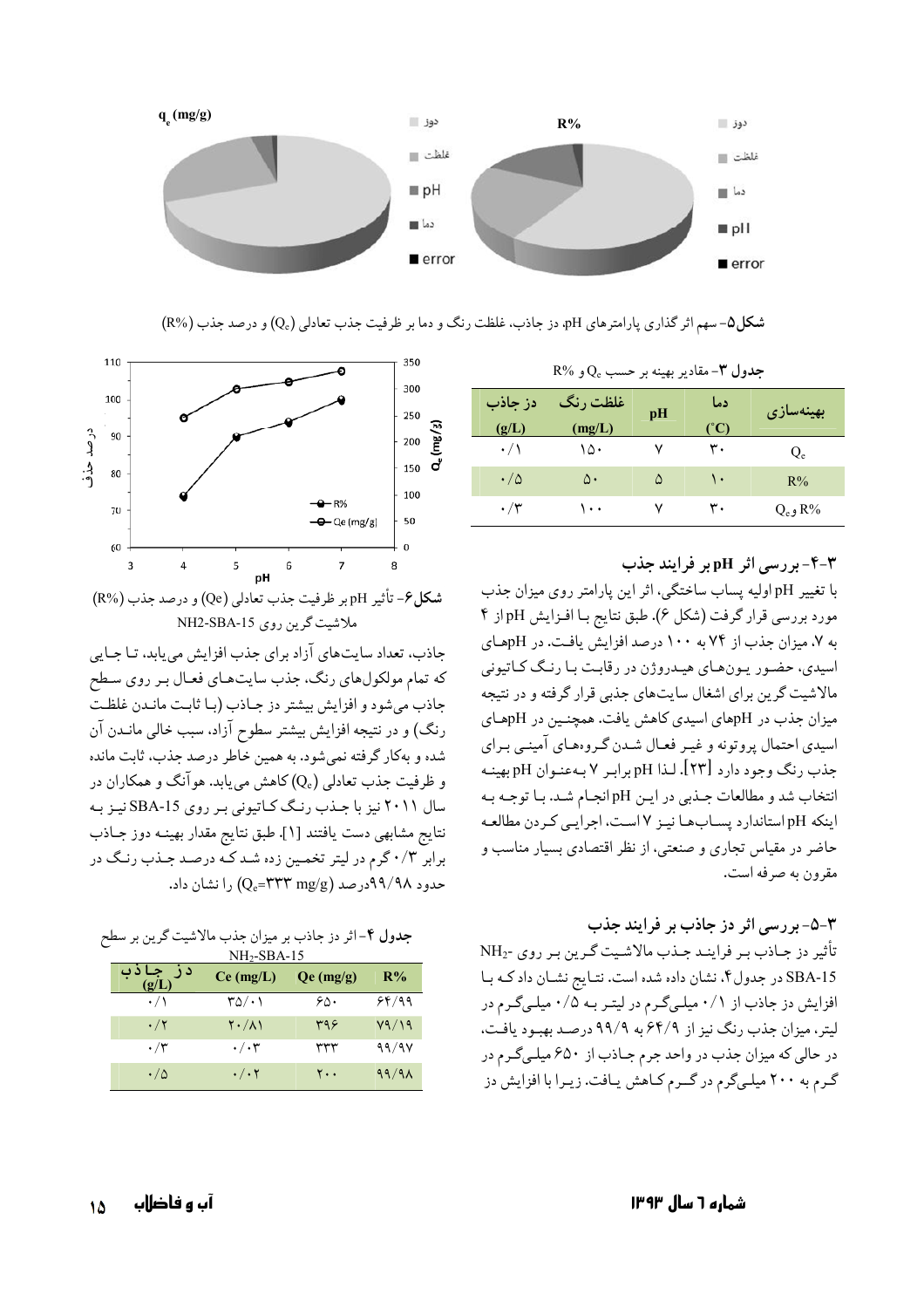شکل۵- سهم اثر گذاری پارامترهای pH، دز جاذب، غلظت رنگ و دما بر ظرفیت جذب تعادلی ($Q_e$) و درصد جذب (R%)

شکل۶- تأثیر pH بر ظرفیت جذب تعادلی (Qe) و درصد جذب (R%) ملاشیت گرین روی $NH_2$-SBA-15

جدول ۳- مقادیر بهینه بر حسب $Q_e$ و R%

| بهینه‌سازی | دما (°C) | pH | غلظت رنگ (mg/L) | دز جاذب (g/L) |
|---|---|---|---|---|
| $Q_e$ | ۳۰ | ۷ | ۱۵۰ | ۰/۱ |
| R% | ۱۰ | ۵ | ۵۰ | ۰/۵ |
| $Q_e$ و R% | ۳۰ | ۷ | ۱۰۰ | ۰/۳ |

### ۳-۴- بررسی اثر pH بر فرایند جذب

با تغییر pH اولیه پساب ساختگی، اثر این پارامتر روی میزان جذب مورد بررسی قرار گرفت (شکل ۶). طبق نتایج با افزایش pH از ۴ به ۷، میزان جذب از ۷۴ به ۱۰۰ درصد افزایش یافت. در pHهای اسیدی، حضور یون‌های هیدروژن در رقابت با رنگ کاتیونی مالاشیت گرین برای اشغال سایت‌های جذبی قرار گرفته و در نتیجه میزان جذب در pHهای اسیدی کاهش یافت. همچنین در pHهای اسیدی احتمال پروتونه و غیر فعال شدن گروه‌های آمینی برای جذب رنگ وجود دارد [۲۳]. لذا pH برابر ۷ به‌عنوان pH بهینه انتخاب شد و مطالعات جذبی در این pH انجام شد. با توجه به اینکه pH استاندارد پساب‌ها نیز ۷ است، اجرایی کردن مطالعه حاضر در مقیاس تجاری و صنعتی، از نظر اقتصادی بسیار مناسب و مقرون به صرفه است.

### ۳-۵- بررسی اثر دز جاذب بر فرایند جذب

تأثیر دز جاذب بر فرایند جذب مالاشیت گرین بر روی $NH_2$-SBA-15 در جدول ۴، نشان داده شده است. نتایج نشان داد که با افزایش دز جاذب از ۰/۱ میلی‌گرم در لیتر به ۰/۵ میلی‌گرم در لیتر، میزان جذب رنگ نیز از ۶۴/۹ به ۹۹/۹ درصد بهبود یافت، در حالی که میزان جذب در واحد جرم جاذب از ۶۵۰ میلی‌گرم در گرم به ۲۰۰ میلی‌گرم در گرم کاهش یافت. زیرا با افزایش دز جاذب، تعداد سایت‌های آزاد برای جذب افزایش می‌یابد، تا جایی که تمام مولکول‌های رنگ، جذب سایت‌های فعال بر روی سطح جاذب می‌شود و افزایش بیشتر دز جاذب (با ثابت ماندن غلظت رنگ) و در نتیجه افزایش بیشتر سطوح آزاد، سبب خالی ماندن آن شده و به‌کار گرفته نمی‌شود. به همین خاطر درصد جذب، ثابت مانده و ظرفیت جذب تعادلی ($Q_e$) کاهش می‌یابد. هوآنگ و همکاران در سال ۲۰۱۱ نیز با جذب رنگ کاتیونی بر روی SBA-15 نیز به نتایج مشابهی دست یافتند [۱]. طبق نتایج مقدار بهینه دوز جاذب برابر ۰/۳ گرم در لیتر تخمین زده شد که درصد جذب رنگ در حدود ۹۹/۹۸درصد ($Q_e$=۳۳۳ mg/g) را نشان داد.

جدول ۴- اثر دز جاذب بر میزان جذب مالاشیت گرین بر سطح $NH_2$-SBA-15

| دز جاذب (g/L) | Ce (mg/L) | Qe (mg/g) | R% |
|---|---|---|---|
| ۰/۱ | ۳۵/۰۱ | ۶۵۰ | ۶۴/۹۹ |
| ۰/۲ | ۲۰/۸۱ | ۳۹۶ | ۷۹/۱۹ |
| ۰/۳ | ۰/۰۳ | ۳۳۳ | ۹۹/۹۷ |
| ۰/۵ | ۰/۰۲ | ۲۰۰ | ۹۹/۹۸ |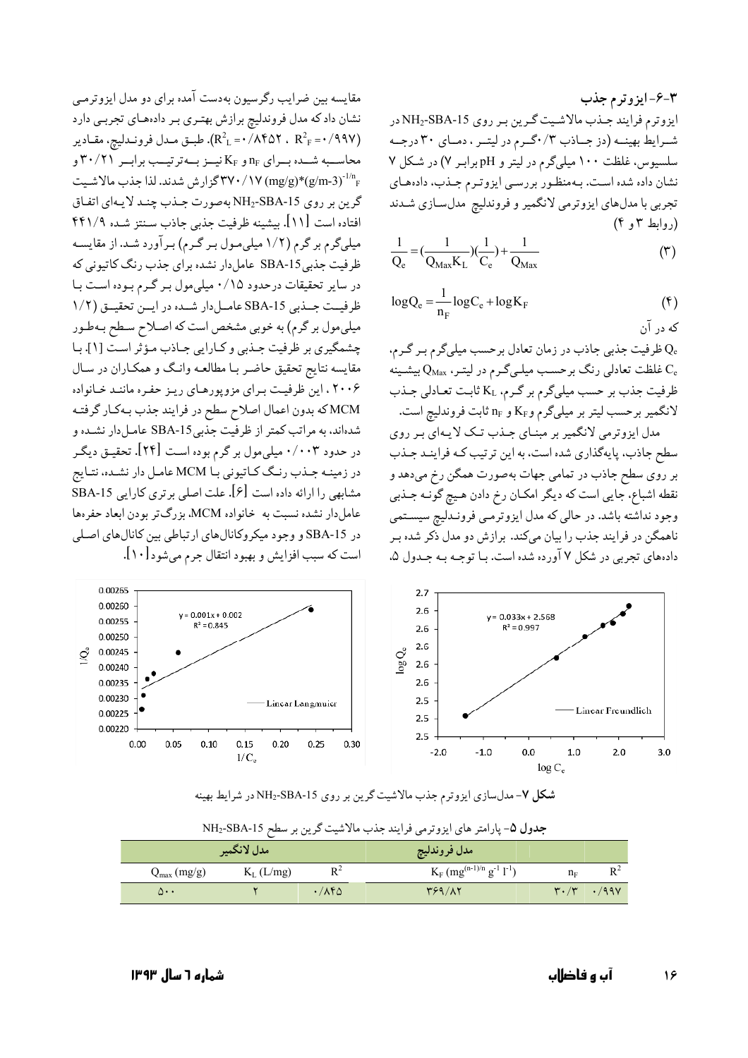### ۳-۶- ایزوترم جذب

ایزوترم فرایند جذب مالاشیت گرین بر روی $NH_2$-SBA-15 در شرایط بهینه (دز جاذب ۰/۳ گرم در لیتر، دمای ۳۰ درجه سلسیوس، غلظت ۱۰۰ میلی‌گرم در لیتر و pH برابر ۷) در شکل ۷ نشان داده شده است. به‌منظور بررسی ایزوترم جذب، داده‌های تجربی با مدل‌های ایزوترمی لانگمیر و فروندلیچ مدل‌سازی شدند (روابط ۳ و ۴)

$$\frac{1}{Q_e} = \left(\frac{1}{Q_{Max}K_L}\right)\left(\frac{1}{C_e}\right) + \frac{1}{Q_{Max}} \tag{۳}$$

$$\log Q_e = \frac{1}{n_F}\log C_e + \log K_F \tag{۴}$$

که در آن

$Q_e$ ظرفیت جذبی جاذب در زمان تعادل برحسب میلی‌گرم بر گرم، $C_e$ غلظت تعادلی رنگ برحسب میلی‌گرم در لیتر، $Q_{Max}$ بیشینه ظرفیت جذب بر حسب میلی‌گرم بر گرم، $K_L$ ثابت تعادلی جذب لانگمیر برحسب لیتر بر میلی‌گرم و $K_F$ و $n_F$ ثابت فروندلیچ است.

مدل ایزوترمی لانگمیر بر مبنای جذب تک لایه‌ای بر روی سطح جاذب، پایه‌گذاری شده است، به این ترتیب که فرایند جذب بر روی سطح جاذب در تمامی جهات به‌صورت همگن رخ می‌دهد و نقطه اشباع، جایی است که دیگر امکان رخ دادن هیچ گونه جذبی وجود نداشته باشد. در حالی که مدل ایزوترمی فروندلیچ سیستمی ناهمگن در فرایند جذب را بیان می‌کند. برازش دو مدل ذکر شده بر داده‌های تجربی در شکل ۷ آورده شده است. با توجه به جدول ۵، مقایسه بین ضرایب رگرسیون به‌دست آمده برای دو مدل ایزوترمی نشان داد که مدل فروندلیچ برازش بهتری بر داده‌های تجربی دارد ($R^2_L$ =۰/۸۴۵۲ ، $R^2_F$ =۰/۹۹۷). طبق مدل فروندلیچ، مقادیر محاسبه شده برای $n_F$ و $K_F$ نیز به‌ترتیب برابر ۳۰/۲۱ و $370/17\ (mg/g)^*(g/m\text{-}3)^{-1/n_F}$ گزارش شدند. لذا جذب مالاشیت گرین بر روی $NH_2$-SBA-15 به‌صورت جذب چند لایه‌ای اتفاق افتاده است [11]. بیشینه ظرفیت جذبی جاذب سنتز شده ۴۴۱/۹ میلی‌گرم بر گرم (۱/۲ میلی‌مول بر گرم) برآورد شد. از مقایسه ظرفیت جذبی SBA-15 عامل‌دار نشده برای جذب رنگ کاتیونی که در سایر تحقیقات درحدود ۰/۱۵ میلی‌مول بر گرم بوده است با ظرفیت جذبی SBA-15 عامل‌دار شده در این تحقیق (۱/۲ میلی‌مول بر گرم) به خوبی مشخص است که اصلاح سطح به‌طور چشمگیری بر ظرفیت جذبی و کارایی جاذب مؤثر است [1]. با مقایسه نتایج تحقیق حاضر با مطالعه وانگ و همکاران در سال ۲۰۰۶، این ظرفیت برای مزوپورهای ریز حفره مانند خانواده MCM که بدون اعمال اصلاح سطح در فرایند جذب به‌کار گرفته شده‌اند، به مراتب کمتر از ظرفیت جذبی SBA-15 عامل‌دار نشده و در حدود ۰/۰۰۳ میلی‌مول بر گرم بوده است [24]. تحقیق دیگر در زمینه جذب رنگ کاتیونی با MCM عامل دار نشده، نتایج مشابهی را ارائه داده است [6]. علت اصلی برتری کارایی SBA-15 عامل‌دار نشده نسبت به خانواده MCM، بزرگ‌تر بودن ابعاد حفره‌ها در SBA-15 و وجود میکروکانال‌های ارتباطی بین کانال‌های اصلی است که سبب افزایش و بهبود انتقال جرم می‌شود [10].

y = 0.033x + 2.568
$R^2$ = 0.997
Linear Freundlich
log $Q_e$
log $C_e$

y = 0.001x + 0.002
$R^2$ = 0.845
Linear Langmuir
1/$Q_e$
1/$C_e$

**شکل ۷**- مدل‌سازی ایزوترم جذب مالاشیت گرین بر روی $NH_2$-SBA-15 در شرایط بهینه

**جدول ۵**- پارامتر های ایزوترمی فرایند جذب مالاشیت گرین بر سطح $NH_2$-SBA-15

| مدل لانگمیر | | | مدل فروندلیچ | | |
|---|---|---|---|---|---|
| $Q_{max}$ (mg/g) | $K_L$ (L/mg) | $R^2$ | $K_F$ $(mg^{(n-1)/n}\ g^{-1}\ l^{-1})$ | $n_F$ | $R^2$ |
| ۵۰۰ | ۲ | ۰/۸۴۵ | ۳۶۹/۸۲ | ۳۰/۳ | ۰/۹۹۷ |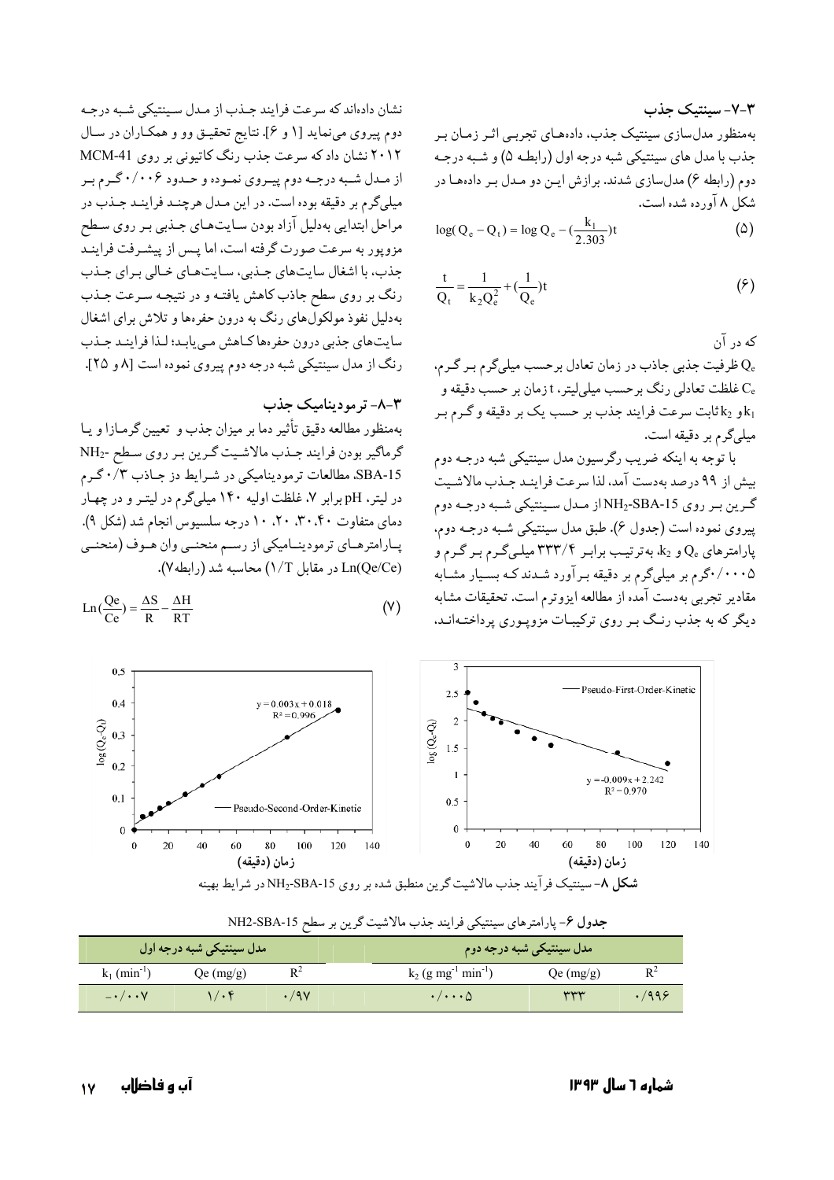### ۳-۷- سینتیک جذب

به‌منظور مدل‌سازی سینتیک جذب، داده‌های تجربی اثر زمان بر جذب با مدل های سینتیکی شبه درجه اول (رابطه ۵) و شبه درجه دوم (رابطه ۶) مدل‌سازی شدند. برازش این دو مدل بر داده‌ها در شکل ۸ آورده شده است.

$$\log(Q_e - Q_t) = \log Q_e - (\frac{k_1}{2.303})t \qquad (۵)$$

$$\frac{t}{Q_t} = \frac{1}{k_2 Q_e^2} + (\frac{1}{Q_e})t \qquad (۶)$$

که در آن

$Q_e$ ظرفیت جذبی جاذب در زمان تعادل برحسب میلی‌گرم بر گرم، $C_e$ غلظت تعادلی رنگ برحسب میلی‌لیتر، t زمان بر حسب دقیقه و $k_1$ و $k_2$ ثابت سرعت فرایند جذب بر حسب یک بر دقیقه و گرم بر میلی‌گرم بر دقیقه است.

با توجه به اینکه ضریب رگرسیون مدل سینتیکی شبه درجه دوم بیش از ۹۹ درصد به‌دست آمد، لذا سرعت فرایند جذب مالاشیت گرین بر روی $NH_2$-SBA-15 از مدل سینتیکی شبه درجه دوم پیروی نموده است (جدول ۶). طبق مدل سینتیکی شبه درجه دوم، پارامترهای $Q_e$ و $k_2$، به‌ترتیب برابر ۳۳۳/۴ میلی‌گرم بر گرم و ۰/۰۰۰۵گرم بر میلی‌گرم بر دقیقه برآورد شدند که بسیار مشابه مقادیر تجربی به‌دست آمده از مطالعه ایزوترم است. تحقیقات مشابه دیگر که به جذب رنگ بر روی ترکیبات مزوپوری پرداخته‌اند، نشان داده‌اند که سرعت فرایند جذب از مدل سینتیکی شبه درجه دوم پیروی می‌نماید [۱ و ۶]. نتایج تحقیق وو و همکاران در سال ۲۰۱۲ نشان داد که سرعت جذب رنگ کاتیونی بر روی MCM-41 از مدل شبه درجه دوم پیروی نموده و حدود ۰/۰۰۶ گرم بر میلی‌گرم بر دقیقه بوده است. در این مدل هرچند فرایند جذب در مراحل ابتدایی به‌دلیل آزاد بودن سایت‌های جذبی بر روی سطح مزوپور به سرعت صورت گرفته است، اما پس از پیشرفت فرایند جذب، با اشغال سایت‌های جذبی، سایت‌های خالی برای جذب رنگ بر روی سطح جاذب کاهش یافته و در نتیجه سرعت جذب به‌دلیل نفوذ مولکول‌های رنگ به درون حفره‌ها و تلاش برای اشغال سایت‌های جذبی درون حفره‌ها کاهش می‌یابد؛ لذا فرایند جذب رنگ از مدل سینتیکی شبه درجه دوم پیروی نموده است [۸ و ۲۵].

### ۳-۸- ترمودینامیک جذب

به‌منظور مطالعه دقیق تأثیر دما بر میزان جذب و تعیین گرمازا و یا گرماگیر بودن فرایند جذب مالاشیت گرین بر روی سطح $NH_2$-SBA-15، مطالعات ترمودینامیکی در شرایط دز جاذب ۰/۳ گرم در لیتر، pH برابر ۷، غلظت اولیه ۱۴۰ میلی‌گرم در لیتر و در چهار دمای متفاوت ۴۰، ۳۰، ۲۰، ۱۰ درجه سلسیوس انجام شد (شکل ۹). پارامترهای ترمودینامیکی از رسم منحنی وان هوف (منحنی Ln(Qe/Ce) در مقابل 1/T) محاسبه شد (رابطه۷).

$$\text{Ln}(\frac{Qe}{Ce}) = \frac{\Delta S}{R} - \frac{\Delta H}{RT} \qquad (۷)$$

Pseudo-First-Order-Kinetic
y = -0.009x + 2.242
R² = 0.970
log (Qe-Qt)
زمان (دقیقه)

y = 0.003x + 0.018
R² = 0.996
Pseudo-Second-Order-Kinetic
log (Qe-Qt)
زمان (دقیقه)

**شکل ۸**- سینتیک فرآیند جذب مالاشیت گرین منطبق شده بر روی $NH_2$-SBA-15 در شرایط بهینه

**جدول ۶**- پارامترهای سینتیکی فرایند جذب مالاشیت گرین بر سطح NH2-SBA-15

| مدل سینتیکی شبه درجه اول | | | مدل سینتیکی شبه درجه دوم | | |
|---|---|---|---|---|---|
| $k_1$ (min$^{-1}$) | Qe (mg/g) | $R^2$ | $k_2$ (g mg$^{-1}$ min$^{-1}$) | Qe (mg/g) | $R^2$ |
| -۰/۰۰۷ | ۱/۰۴ | ۰/۹۷ | ۰/۰۰۰۵ | ۳۳۳ | ۰/۹۹۶ |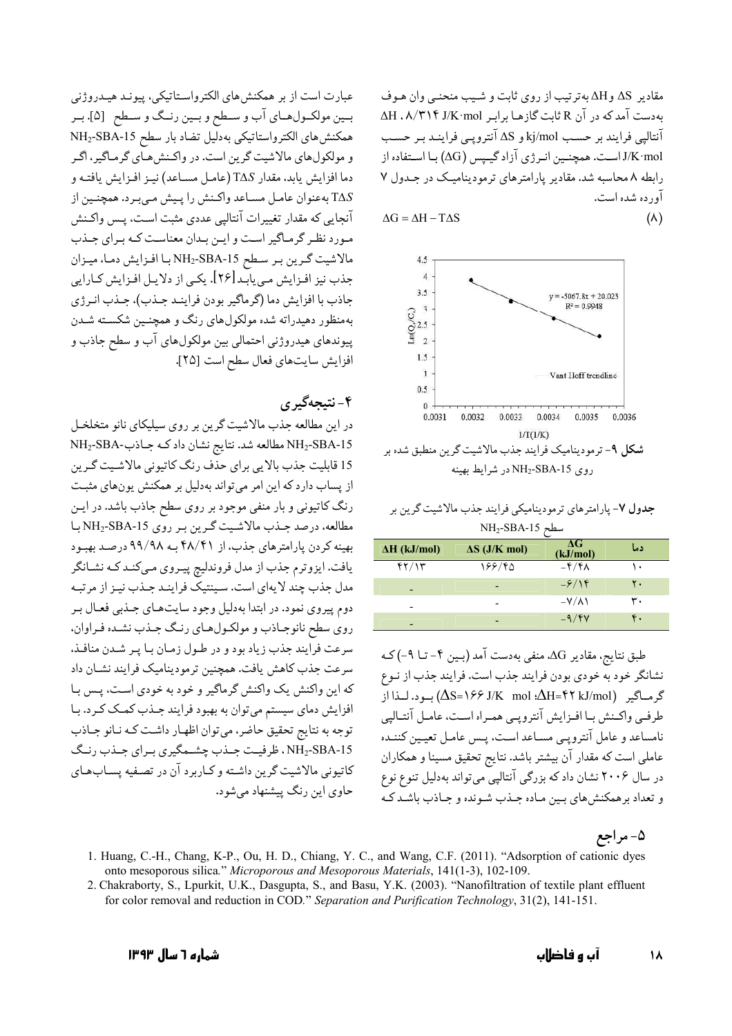مقادیر $\Delta S$ و $\Delta H$ به‌ترتیب از روی ثابت و شیب منحنی وان هوف به‌دست آمد که در آن R ثابت گازها برابر ۸/۳۱۴ J/K·mol، $\Delta H$ آنتالپی فرایند بر حسب kj/mol و $\Delta S$ آنتروپی فرایند بر حسب J/K·mol است. همچنین انرژی آزاد گیبس ($\Delta G$) با استفاده از رابطه ۸ محاسبه شد. مقادیر پارامترهای ترمودینامیک در جدول ۷ آورده شده است.

$$\Delta G = \Delta H - T\Delta S \tag{8}$$

4.5
4
3.5
3
2.5
2
1.5
1
0.5
0
0.0031 0.0032 0.0033 0.0034 0.0035 0.0036
Ln(Qe/Ce)
1/T(1/K)
y = -5067.8x + 20.023
R² = 0.9948
Vant Hoff trendline

**شکل ۹**- ترمودینامیک فرایند جذب مالاشیت گرین منطبق شده بر روی NH2-SBA-15 در شرایط بهینه

**جدول ۷**- پارامترهای ترمودینامیکی فرایند جذب مالاشیت گرین بر سطح NH2-SBA-15

| ΔH (kJ/mol) | ΔS (J/K mol) | ΔG (kJ/mol) | دما |
|---|---|---|---|
| ۴۲/۱۳ | ۱۶۶/۴۵ | -۴/۴۸ | ۱۰ |
| - | - | -۶/۱۴ | ۲۰ |
| - | - | -۷/۸۱ | ۳۰ |
| - | - | -۹/۴۷ | ۴۰ |

طبق نتایج، مقادیر $\Delta G$، منفی به‌دست آمد (بین ۴- تا ۹-) که نشانگر خود به خودی بودن فرایند جذب است. فرایند جذب از نوع گرماگیر ($\Delta S$=۱۶۶ J/K mol ;$\Delta H$=۴۲ kJ/mol) بود. لذا از طرفی واکنش با افزایش آنتروپی همراه است، عامل آنتالپی نامساعد و عامل آنتروپی مساعد است، پس عامل تعیین کننده عاملی است که مقدار آن بیشتر باشد. نتایج تحقیق مسینا و همکاران در سال ۲۰۰۶ نشان داد که بزرگی آنتالپی می‌تواند به‌دلیل تنوع نوع و تعداد برهمکنش‌های بین ماده جذب شونده و جاذب باشد که عبارت است از برهمکنش‌های الکترواستاتیکی، پیوند هیدروژنی بین مولکول‌های آب و سطح و بین رنگ و سطح [۵]. بر همکنش‌های الکترواستاتیکی به‌دلیل تضاد بار سطح NH2-SBA-15 و مولکول‌های مالاشیت گرین است. در واکنش‌های گرماگیر، اگر دما افزایش یابد، مقدار $T\Delta S$ (عامل مساعد) نیز افزایش یافته و $T\Delta S$ به‌عنوان عامل مساعد واکنش را پیش می‌برد. همچنین از آنجایی که مقدار تغییرات آنتالپی عددی مثبت است، پس واکنش مورد نظر گرماگیر است و این بدان معناست که برای جذب مالاشیت گرین بر سطح NH2-SBA-15 با افزایش دما، میزان جذب نیز افزایش می‌یابد [۲۶]. یکی از دلایل افزایش کارایی جاذب با افزایش دما (گرماگیر بودن فرایند جذب)، جذب انرژی به‌منظور دهیدراته شده مولکول‌های رنگ و همچنین شکسته شدن پیوندهای هیدروژنی احتمالی بین مولکول‌های آب و سطح جاذب و افزایش سایت‌های فعال سطح است [۲۵].

## ۴- نتیجه‌گیری

در این مطالعه جذب مالاشیت گرین بر روی سیلیکای نانو متخلخل NH2-SBA-15 مطالعه شد. نتایج نشان داد که جاذب-NH2-SBA 15 قابلیت جذب بالایی برای حذف رنگ کاتیونی مالاشیت گرین از پساب دارد که این امر می‌تواند به‌دلیل بر همکنش یون‌های مثبت رنگ کاتیونی و بار منفی موجود بر روی سطح جاذب باشد. در این مطالعه، درصد جذب مالاشیت گرین بر روی NH2-SBA-15 با بهینه کردن پارامترهای جذب، از ۴۸/۴۱ به ۹۹/۹۸ درصد بهبود یافت. ایزوترم جذب از مدل فروندلیچ پیروی می‌کند که نشانگر مدل جذب چند لایه‌ای است. سینتیک فرایند جذب نیز از مرتبه دوم پیروی نمود. در ابتدا به‌دلیل وجود سایت‌های جذبی فعال بر روی سطح نانوجاذب و مولکول‌های رنگ جذب نشده فراوان، سرعت فرایند جذب زیاد بود و در طول زمان با پر شدن منافذ، سرعت جذب کاهش یافت. همچنین ترمودینامیک فرایند نشان داد که این واکنش یک واکنش گرماگیر و خود به خودی است، پس با افزایش دمای سیستم می‌توان به بهبود فرایند جذب کمک کرد. با توجه به نتایج تحقیق حاضر، می‌توان اظهار داشت که نانو جاذب NH2-SBA-15، ظرفیت جذب چشمگیری برای جذب رنگ کاتیونی مالاشیت گرین داشته و کاربرد آن در تصفیه پساب‌های حاوی این رنگ پیشنهاد می‌شود.

## ۵- مراجع

1. Huang, C.-H., Chang, K-P., Ou, H. D., Chiang, Y. C., and Wang, C.F. (2011). "Adsorption of cationic dyes onto mesoporous silica." *Microporous and Mesoporous Materials*, 141(1-3), 102-109.
2. Chakraborty, S., Lpurkit, U.K., Dasgupta, S., and Basu, Y.K. (2003). "Nanofiltration of textile plant effluent for color removal and reduction in COD." *Separation and Purification Technology*, 31(2), 141-151.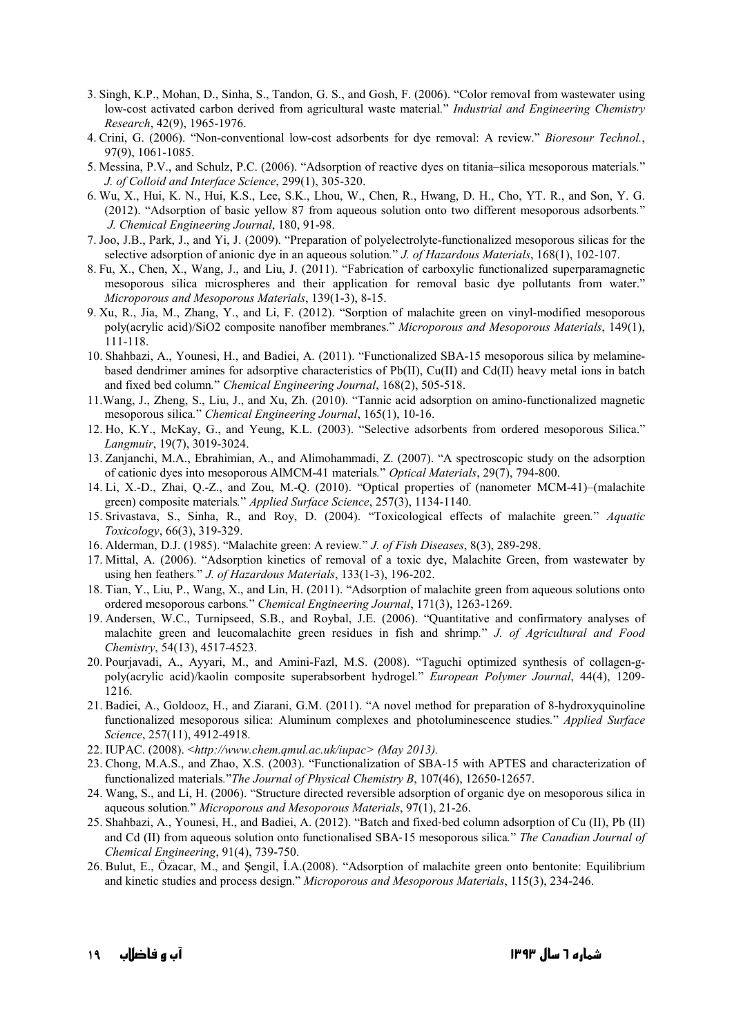3. Singh, K.P., Mohan, D., Sinha, S., Tandon, G. S., and Gosh, F. (2006). "Color removal from wastewater using low-cost activated carbon derived from agricultural waste material." *Industrial and Engineering Chemistry Research*, 42(9), 1965-1976.
4. Crini, G. (2006). "Non-conventional low-cost adsorbents for dye removal: A review." *Bioresour Technol.*, 97(9), 1061-1085.
5. Messina, P.V., and Schulz, P.C. (2006). "Adsorption of reactive dyes on titania–silica mesoporous materials." *J. of Colloid and Interface Science*, 299(1), 305-320.
6. Wu, X., Hui, K. N., Hui, K.S., Lee, S.K., Lhou, W., Chen, R., Hwang, D. H., Cho, YT. R., and Son, Y. G. (2012). "Adsorption of basic yellow 87 from aqueous solution onto two different mesoporous adsorbents." *J. Chemical Engineering Journal*, 180, 91-98.
7. Joo, J.B., Park, J., and Yi, J. (2009). "Preparation of polyelectrolyte-functionalized mesoporous silicas for the selective adsorption of anionic dye in an aqueous solution." *J. of Hazardous Materials*, 168(1), 102-107.
8. Fu, X., Chen, X., Wang, J., and Liu, J. (2011). "Fabrication of carboxylic functionalized superparamagnetic mesoporous silica microspheres and their application for removal basic dye pollutants from water." *Microporous and Mesoporous Materials*, 139(1-3), 8-15.
9. Xu, R., Jia, M., Zhang, Y., and Li, F. (2012). "Sorption of malachite green on vinyl-modified mesoporous poly(acrylic acid)/SiO2 composite nanofiber membranes." *Microporous and Mesoporous Materials*, 149(1), 111-118.
10. Shahbazi, A., Younesi, H., and Badiei, A. (2011). "Functionalized SBA-15 mesoporous silica by melamine-based dendrimer amines for adsorptive characteristics of Pb(II), Cu(II) and Cd(II) heavy metal ions in batch and fixed bed column." *Chemical Engineering Journal*, 168(2), 505-518.
11. Wang, J., Zheng, S., Liu, J., and Xu, Zh. (2010). "Tannic acid adsorption on amino-functionalized magnetic mesoporous silica." *Chemical Engineering Journal*, 165(1), 10-16.
12. Ho, K.Y., McKay, G., and Yeung, K.L. (2003). "Selective adsorbents from ordered mesoporous Silica." *Langmuir*, 19(7), 3019-3024.
13. Zanjanchi, M.A., Ebrahimian, A., and Alimohammadi, Z. (2007). "A spectroscopic study on the adsorption of cationic dyes into mesoporous AlMCM-41 materials." *Optical Materials*, 29(7), 794-800.
14. Li, X.-D., Zhai, Q.-Z., and Zou, M.-Q. (2010). "Optical properties of (nanometer MCM-41)–(malachite green) composite materials." *Applied Surface Science*, 257(3), 1134-1140.
15. Srivastava, S., Sinha, R., and Roy, D. (2004). "Toxicological effects of malachite green." *Aquatic Toxicology*, 66(3), 319-329.
16. Alderman, D.J. (1985). "Malachite green: A review." *J. of Fish Diseases*, 8(3), 289-298.
17. Mittal, A. (2006). "Adsorption kinetics of removal of a toxic dye, Malachite Green, from wastewater by using hen feathers." *J. of Hazardous Materials*, 133(1-3), 196-202.
18. Tian, Y., Liu, P., Wang, X., and Lin, H. (2011). "Adsorption of malachite green from aqueous solutions onto ordered mesoporous carbons." *Chemical Engineering Journal*, 171(3), 1263-1269.
19. Andersen, W.C., Turnipseed, S.B., and Roybal, J.E. (2006). "Quantitative and confirmatory analyses of malachite green and leucomalachite green residues in fish and shrimp." *J. of Agricultural and Food Chemistry*, 54(13), 4517-4523.
20. Pourjavadi, A., Ayyari, M., and Amini-Fazl, M.S. (2008). "Taguchi optimized synthesis of collagen-g-poly(acrylic acid)/kaolin composite superabsorbent hydrogel." *European Polymer Journal*, 44(4), 1209-1216.
21. Badiei, A., Goldooz, H., and Ziarani, G.M. (2011). "A novel method for preparation of 8-hydroxyquinoline functionalized mesoporous silica: Aluminum complexes and photoluminescence studies." *Applied Surface Science*, 257(11), 4912-4918.
22. IUPAC. (2008). <*http://www.chem.qmul.ac.uk/iupac> (May 2013).*
23. Chong, M.A.S., and Zhao, X.S. (2003). "Functionalization of SBA-15 with APTES and characterization of functionalized materials."*The Journal of Physical Chemistry B*, 107(46), 12650-12657.
24. Wang, S., and Li, H. (2006). "Structure directed reversible adsorption of organic dye on mesoporous silica in aqueous solution." *Microporous and Mesoporous Materials*, 97(1), 21-26.
25. Shahbazi, A., Younesi, H., and Badiei, A. (2012). "Batch and fixed-bed column adsorption of Cu (II), Pb (II) and Cd (II) from aqueous solution onto functionalised SBA-15 mesoporous silica." *The Canadian Journal of Chemical Engineering*, 91(4), 739-750.
26. Bulut, E., Özacar, M., and Şengil, İ.A.(2008). "Adsorption of malachite green onto bentonite: Equilibrium and kinetic studies and process design." *Microporous and Mesoporous Materials*, 115(3), 234-246.